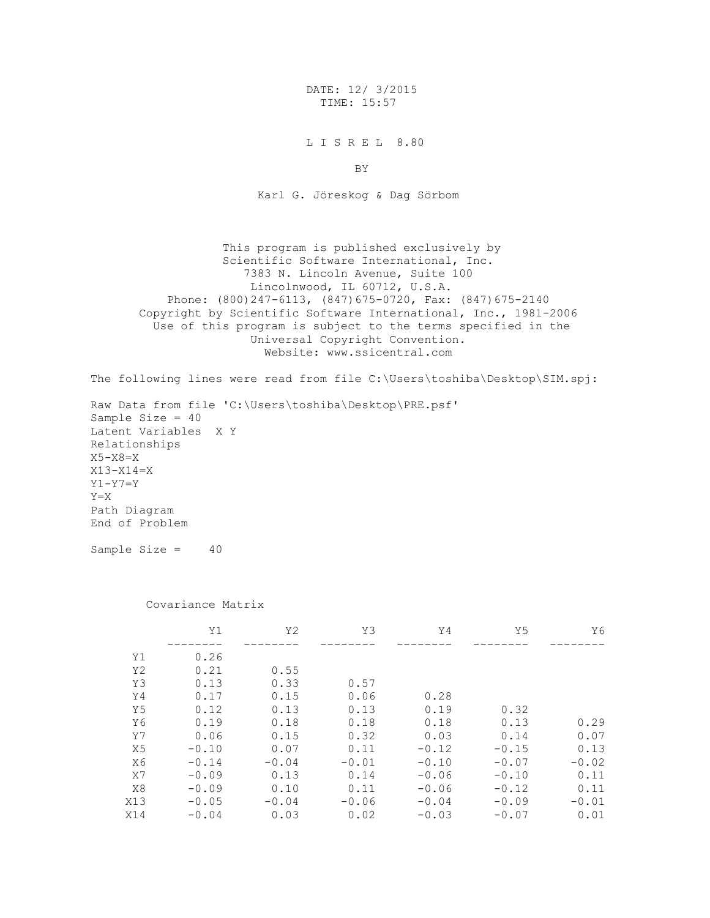DATE: 12/ 3/2015
TIME: 15:57

L I S R E L 8.80

BY

Karl G. Jöreskog & Dag Sörbom

This program is published exclusively by
Scientific Software International, Inc.
7383 N. Lincoln Avenue, Suite 100
Lincolnwood, IL 60712, U.S.A.
Phone: (800)247-6113, (847)675-0720, Fax: (847)675-2140
Copyright by Scientific Software International, Inc., 1981-2006
Use of this program is subject to the terms specified in the
Universal Copyright Convention.
Website: www.ssicentral.com

The following lines were read from file C:\Users\toshiba\Desktop\SIM.spj:

```
Raw Data from file 'C:\Users\toshiba\Desktop\PRE.psf'
Sample Size = 40
Latent Variables  X Y
Relationships
X5-X8=X
X13-X14=X
Y1-Y7=Y
Y=X
Path Diagram
End of Problem
```

Sample Size =    40

Covariance Matrix

| | Y1 | Y2 | Y3 | Y4 | Y5 | Y6 |
|---|---|---|---|---|---|---|
| Y1 | 0.26 | | | | | |
| Y2 | 0.21 | 0.55 | | | | |
| Y3 | 0.13 | 0.33 | 0.57 | | | |
| Y4 | 0.17 | 0.15 | 0.06 | 0.28 | | |
| Y5 | 0.12 | 0.13 | 0.13 | 0.19 | 0.32 | |
| Y6 | 0.19 | 0.18 | 0.18 | 0.18 | 0.13 | 0.29 |
| Y7 | 0.06 | 0.15 | 0.32 | 0.03 | 0.14 | 0.07 |
| X5 | -0.10 | 0.07 | 0.11 | -0.12 | -0.15 | 0.13 |
| X6 | -0.14 | -0.04 | -0.01 | -0.10 | -0.07 | -0.02 |
| X7 | -0.09 | 0.13 | 0.14 | -0.06 | -0.10 | 0.11 |
| X8 | -0.09 | 0.10 | 0.11 | -0.06 | -0.12 | 0.11 |
| X13 | -0.05 | -0.04 | -0.06 | -0.04 | -0.09 | -0.01 |
| X14 | -0.04 | 0.03 | 0.02 | -0.03 | -0.07 | 0.01 |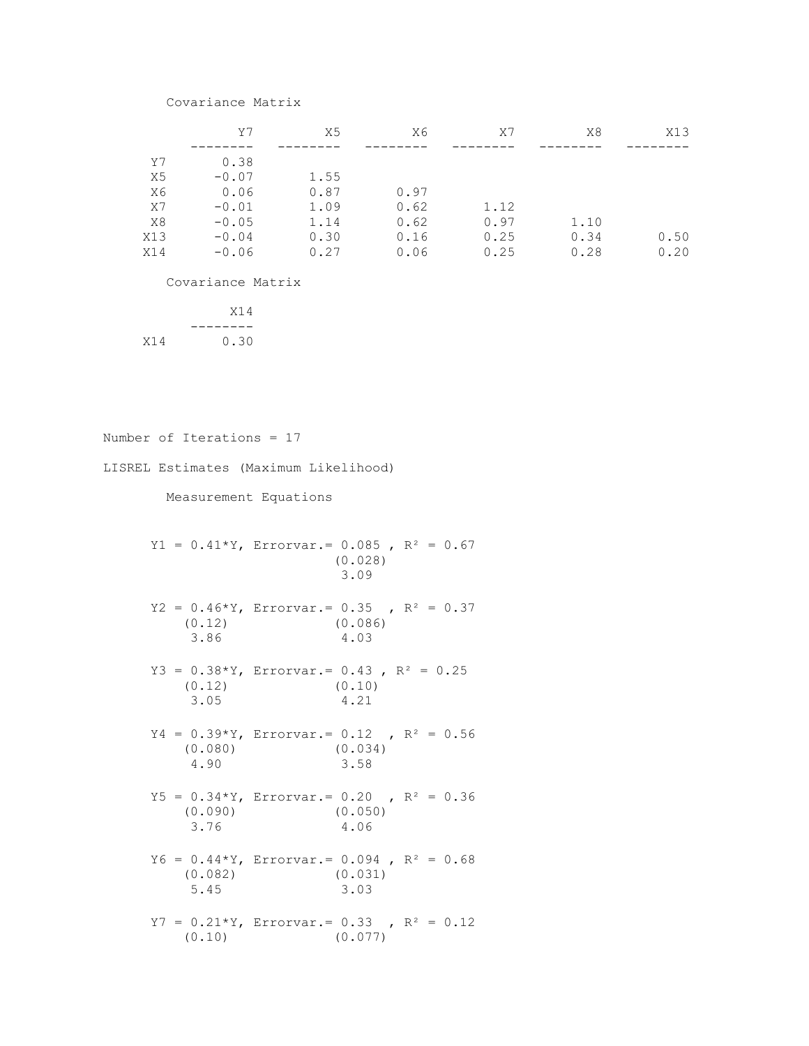Covariance Matrix

| | Y7 | X5 | X6 | X7 | X8 | X13 | X14 |
|---|---|---|---|---|---|---|---|
| Y7 | 0.38 | | | | | | |
| X5 | -0.07 | 1.55 | | | | | |
| X6 | 0.06 | 0.87 | 0.97 | | | | |
| X7 | -0.01 | 1.09 | 0.62 | 1.12 | | | |
| X8 | -0.05 | 1.14 | 0.62 | 0.97 | 1.10 | | |
| X13 | -0.04 | 0.30 | 0.16 | 0.25 | 0.34 | 0.50 | |
| X14 | -0.06 | 0.27 | 0.06 | 0.25 | 0.28 | 0.20 | 0.30 |

Number of Iterations = 17

LISREL Estimates (Maximum Likelihood)

Measurement Equations

```
 Y1 = 0.41*Y, Errorvar.= 0.085 , R² = 0.67
                         (0.028)
                          3.09

 Y2 = 0.46*Y, Errorvar.= 0.35  , R² = 0.37
     (0.12)              (0.086)
      3.86                4.03

 Y3 = 0.38*Y, Errorvar.= 0.43 , R² = 0.25
     (0.12)              (0.10)
      3.05                4.21

 Y4 = 0.39*Y, Errorvar.= 0.12  , R² = 0.56
     (0.080)             (0.034)
      4.90                3.58

 Y5 = 0.34*Y, Errorvar.= 0.20  , R² = 0.36
     (0.090)             (0.050)
      3.76                4.06

 Y6 = 0.44*Y, Errorvar.= 0.094 , R² = 0.68
     (0.082)             (0.031)
      5.45                3.03

 Y7 = 0.21*Y, Errorvar.= 0.33  , R² = 0.12
     (0.10)              (0.077)
```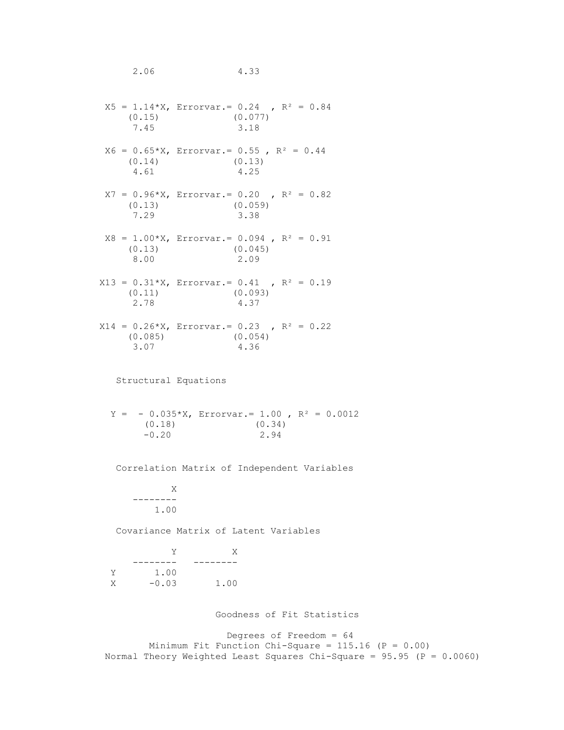```
      2.06               4.33


 X5 = 1.14*X, Errorvar.= 0.24  , R² = 0.84
     (0.15)             (0.077)
      7.45               3.18

 X6 = 0.65*X, Errorvar.= 0.55 , R² = 0.44
     (0.14)             (0.13)
      4.61               4.25

 X7 = 0.96*X, Errorvar.= 0.20  , R² = 0.82
     (0.13)             (0.059)
      7.29               3.38

 X8 = 1.00*X, Errorvar.= 0.094 , R² = 0.91
     (0.13)             (0.045)
      8.00               2.09

X13 = 0.31*X, Errorvar.= 0.41  , R² = 0.19
     (0.11)             (0.093)
      2.78               4.37

X14 = 0.26*X, Errorvar.= 0.23  , R² = 0.22
     (0.085)            (0.054)
      3.07               4.36
```

Structural Equations

```
  Y =  - 0.035*X, Errorvar.= 1.00 , R² = 0.0012
        (0.18)              (0.34)
        -0.20                2.94
```

Correlation Matrix of Independent Variables

```
           X
    --------
        1.00
```

Covariance Matrix of Latent Variables

```
           Y          X
    --------   --------
  Y     1.00
  X    -0.03       1.00
```

Goodness of Fit Statistics

Degrees of Freedom = 64

Minimum Fit Function Chi-Square = 115.16 (P = 0.00)

Normal Theory Weighted Least Squares Chi-Square = 95.95 (P = 0.0060)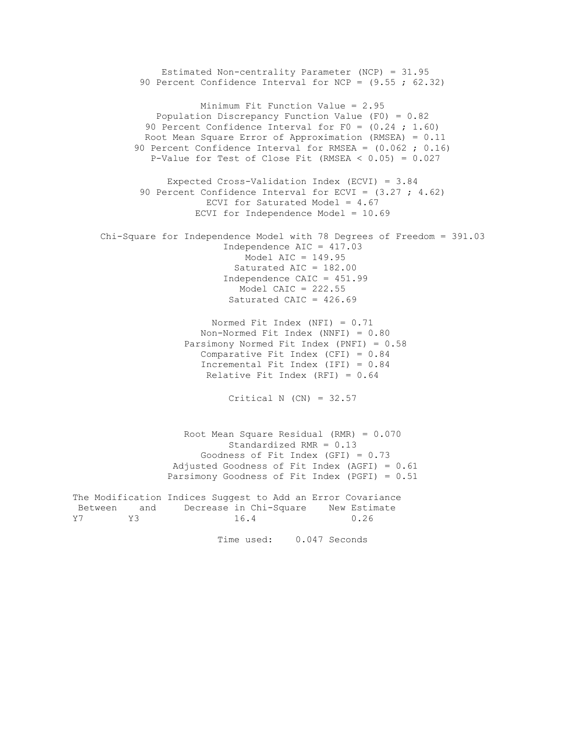Estimated Non-centrality Parameter (NCP) = 31.95
90 Percent Confidence Interval for NCP = (9.55 ; 62.32)

Minimum Fit Function Value = 2.95
Population Discrepancy Function Value (F0) = 0.82
90 Percent Confidence Interval for F0 = (0.24 ; 1.60)
Root Mean Square Error of Approximation (RMSEA) = 0.11
90 Percent Confidence Interval for RMSEA = (0.062 ; 0.16)
P-Value for Test of Close Fit (RMSEA < 0.05) = 0.027

Expected Cross-Validation Index (ECVI) = 3.84
90 Percent Confidence Interval for ECVI = (3.27 ; 4.62)
ECVI for Saturated Model = 4.67
ECVI for Independence Model = 10.69

Chi-Square for Independence Model with 78 Degrees of Freedom = 391.03
Independence AIC = 417.03
Model AIC = 149.95
Saturated AIC = 182.00
Independence CAIC = 451.99
Model CAIC = 222.55
Saturated CAIC = 426.69

Normed Fit Index (NFI) = 0.71
Non-Normed Fit Index (NNFI) = 0.80
Parsimony Normed Fit Index (PNFI) = 0.58
Comparative Fit Index (CFI) = 0.84
Incremental Fit Index (IFI) = 0.84
Relative Fit Index (RFI) = 0.64

Critical N (CN) = 32.57

Root Mean Square Residual (RMR) = 0.070
Standardized RMR = 0.13
Goodness of Fit Index (GFI) = 0.73
Adjusted Goodness of Fit Index (AGFI) = 0.61
Parsimony Goodness of Fit Index (PGFI) = 0.51

The Modification Indices Suggest to Add an Error Covariance

| Between | and | Decrease in Chi-Square | New Estimate |
|---|---|---|---|
| Y7 | Y3 | 16.4 | 0.26 |

Time used: 0.047 Seconds